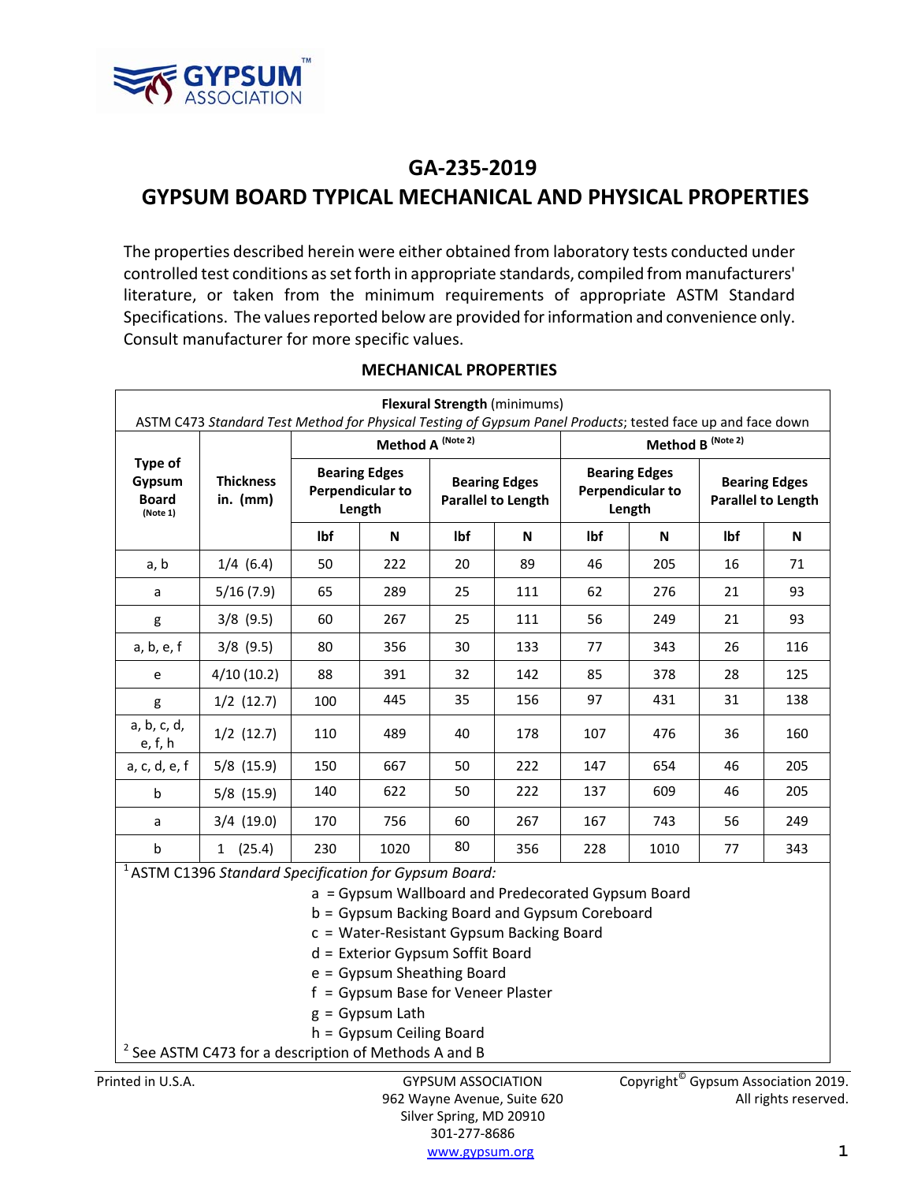# GA-235-2019

# GYPSUM BOARD TYPICAL MECHANICAL AND PHYSICAL PROPERTIES

The properties described herein were either obtained from laboratory tests conducted under controlled test conditions as set forth in appropriate standards, compiled from manufacturers' literature, or taken from the minimum requirements of appropriate ASTM Standard Specifications. The values reported below are provided for information and convenience only. Consult manufacturer for more specific values.

## MECHANICAL PROPERTIES

| **Flexural Strength** (minimums) ASTM C473 *Standard Test Method for Physical Testing of Gypsum Panel Products*; tested face up and face down | | | | | | | | | |
|---|---|---|---|---|---|---|---|---|---|
| **Type of Gypsum Board** (Note 1) | **Thickness in. (mm)** | **Method A** (Note 2) | | | | **Method B** (Note 2) | | | |
| | | **Bearing Edges Perpendicular to Length** | | **Bearing Edges Parallel to Length** | | **Bearing Edges Perpendicular to Length** | | **Bearing Edges Parallel to Length** | |
| | | **lbf** | **N** | **lbf** | **N** | **lbf** | **N** | **lbf** | **N** |
| a, b | 1/4 (6.4) | 50 | 222 | 20 | 89 | 46 | 205 | 16 | 71 |
| a | 5/16 (7.9) | 65 | 289 | 25 | 111 | 62 | 276 | 21 | 93 |
| g | 3/8 (9.5) | 60 | 267 | 25 | 111 | 56 | 249 | 21 | 93 |
| a, b, e, f | 3/8 (9.5) | 80 | 356 | 30 | 133 | 77 | 343 | 26 | 116 |
| e | 4/10 (10.2) | 88 | 391 | 32 | 142 | 85 | 378 | 28 | 125 |
| g | 1/2 (12.7) | 100 | 445 | 35 | 156 | 97 | 431 | 31 | 138 |
| a, b, c, d, e, f, h | 1/2 (12.7) | 110 | 489 | 40 | 178 | 107 | 476 | 36 | 160 |
| a, c, d, e, f | 5/8 (15.9) | 150 | 667 | 50 | 222 | 147 | 654 | 46 | 205 |
| b | 5/8 (15.9) | 140 | 622 | 50 | 222 | 137 | 609 | 46 | 205 |
| a | 3/4 (19.0) | 170 | 756 | 60 | 267 | 167 | 743 | 56 | 249 |
| b | 1 (25.4) | 230 | 1020 | 80 | 356 | 228 | 1010 | 77 | 343 |

[1] ASTM C1396 *Standard Specification for Gypsum Board:*

- a = Gypsum Wallboard and Predecorated Gypsum Board
- b = Gypsum Backing Board and Gypsum Coreboard
- c = Water-Resistant Gypsum Backing Board
- d = Exterior Gypsum Soffit Board
- e = Gypsum Sheathing Board
- f = Gypsum Base for Veneer Plaster
- g = Gypsum Lath
- h = Gypsum Ceiling Board

[2] See ASTM C473 for a description of Methods A and B

Printed in U.S.A.

GYPSUM ASSOCIATION
962 Wayne Avenue, Suite 620
Silver Spring, MD 20910
301-277-8686
www.gypsum.org

Copyright© Gypsum Association 2019. All rights reserved.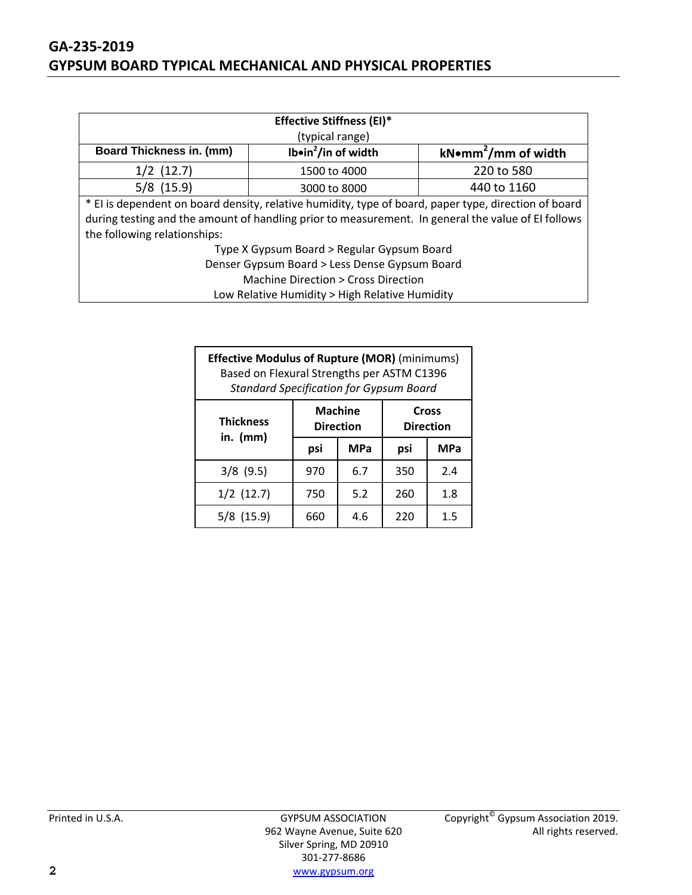| Effective Stiffness (EI)* (typical range) | | |
|---|---|---|
| **Board Thickness in. (mm)** | **lb•in²/in of width** | **kN•mm²/mm of width** |
| 1/2 (12.7) | 1500 to 4000 | 220 to 580 |
| 5/8 (15.9) | 3000 to 8000 | 440 to 1160 |

* EI is dependent on board density, relative humidity, type of board, paper type, direction of board during testing and the amount of handling prior to measurement. In general the value of EI follows the following relationships:

Type X Gypsum Board > Regular Gypsum Board
Denser Gypsum Board > Less Dense Gypsum Board
Machine Direction > Cross Direction
Low Relative Humidity > High Relative Humidity

**Effective Modulus of Rupture (MOR)** (minimums)
Based on Flexural Strengths per ASTM C1396 *Standard Specification for Gypsum Board*

| **Thickness in. (mm)** | **Machine Direction** | | **Cross Direction** | |
|---|---|---|---|---|
| | **psi** | **MPa** | **psi** | **MPa** |
| 3/8 (9.5) | 970 | 6.7 | 350 | 2.4 |
| 1/2 (12.7) | 750 | 5.2 | 260 | 1.8 |
| 5/8 (15.9) | 660 | 4.6 | 220 | 1.5 |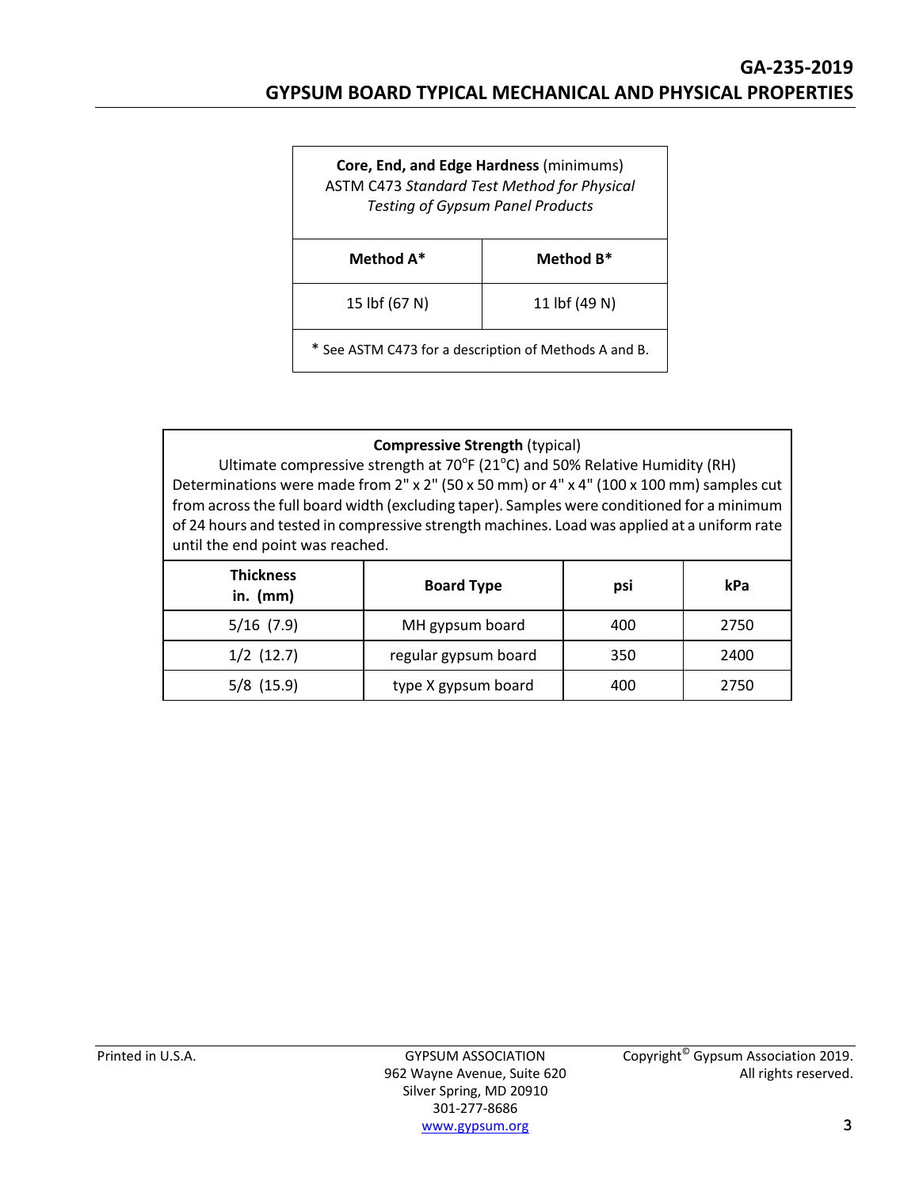| **Core, End, and Edge Hardness** (minimums)<br>ASTM C473 *Standard Test Method for Physical Testing of Gypsum Panel Products* | |
|---|---|
| **Method A*** | **Method B*** |
| 15 lbf (67 N) | 11 lbf (49 N) |
| * See ASTM C473 for a description of Methods A and B. | |

**Compressive Strength** (typical)

Ultimate compressive strength at 70°F (21°C) and 50% Relative Humidity (RH)

Determinations were made from 2" x 2" (50 x 50 mm) or 4" x 4" (100 x 100 mm) samples cut from across the full board width (excluding taper). Samples were conditioned for a minimum of 24 hours and tested in compressive strength machines. Load was applied at a uniform rate until the end point was reached.

| **Thickness in. (mm)** | **Board Type** | **psi** | **kPa** |
|---|---|---|---|
| 5/16 (7.9) | MH gypsum board | 400 | 2750 |
| 1/2 (12.7) | regular gypsum board | 350 | 2400 |
| 5/8 (15.9) | type X gypsum board | 400 | 2750 |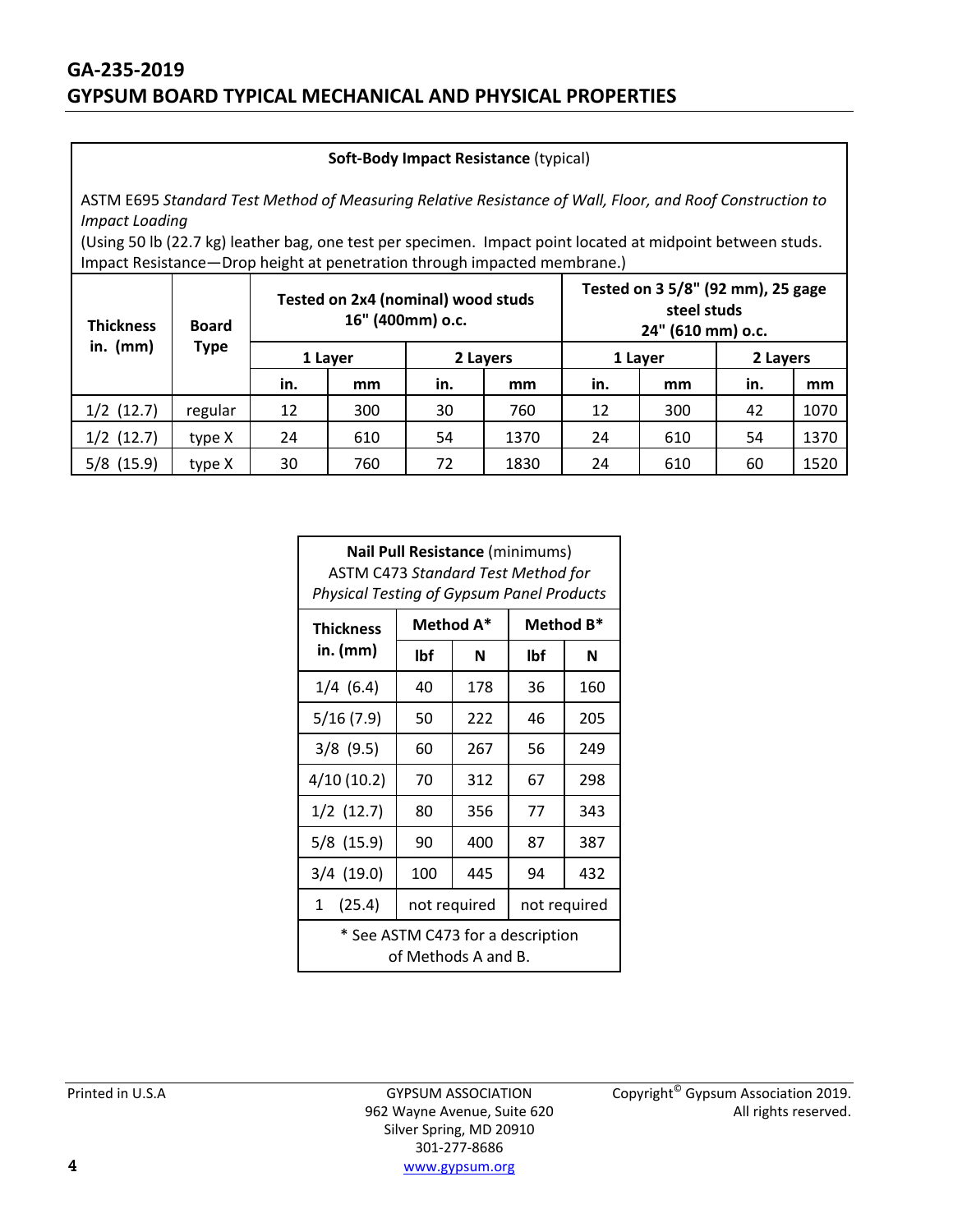**Soft-Body Impact Resistance** (typical)

ASTM E695 *Standard Test Method of Measuring Relative Resistance of Wall, Floor, and Roof Construction to Impact Loading*

(Using 50 lb (22.7 kg) leather bag, one test per specimen. Impact point located at midpoint between studs. Impact Resistance—Drop height at penetration through impacted membrane.)

| Thickness in. (mm) | Board Type | Tested on 2x4 (nominal) wood studs 16" (400mm) o.c. | | | | Tested on 3 5/8" (92 mm), 25 gage steel studs 24" (610 mm) o.c. | | | |
|---|---|---|---|---|---|---|---|---|---|
| | | 1 Layer | | 2 Layers | | 1 Layer | | 2 Layers | |
| | | in. | mm | in. | mm | in. | mm | in. | mm |
| 1/2 (12.7) | regular | 12 | 300 | 30 | 760 | 12 | 300 | 42 | 1070 |
| 1/2 (12.7) | type X | 24 | 610 | 54 | 1370 | 24 | 610 | 54 | 1370 |
| 5/8 (15.9) | type X | 30 | 760 | 72 | 1830 | 24 | 610 | 60 | 1520 |

**Nail Pull Resistance** (minimums)
ASTM C473 *Standard Test Method for Physical Testing of Gypsum Panel Products*

| Thickness in. (mm) | Method A* | | Method B* | |
|---|---|---|---|---|
| | lbf | N | lbf | N |
| 1/4 (6.4) | 40 | 178 | 36 | 160 |
| 5/16 (7.9) | 50 | 222 | 46 | 205 |
| 3/8 (9.5) | 60 | 267 | 56 | 249 |
| 4/10 (10.2) | 70 | 312 | 67 | 298 |
| 1/2 (12.7) | 80 | 356 | 77 | 343 |
| 5/8 (15.9) | 90 | 400 | 87 | 387 |
| 3/4 (19.0) | 100 | 445 | 94 | 432 |
| 1 (25.4) | not required | | not required | |

* See ASTM C473 for a description of Methods A and B.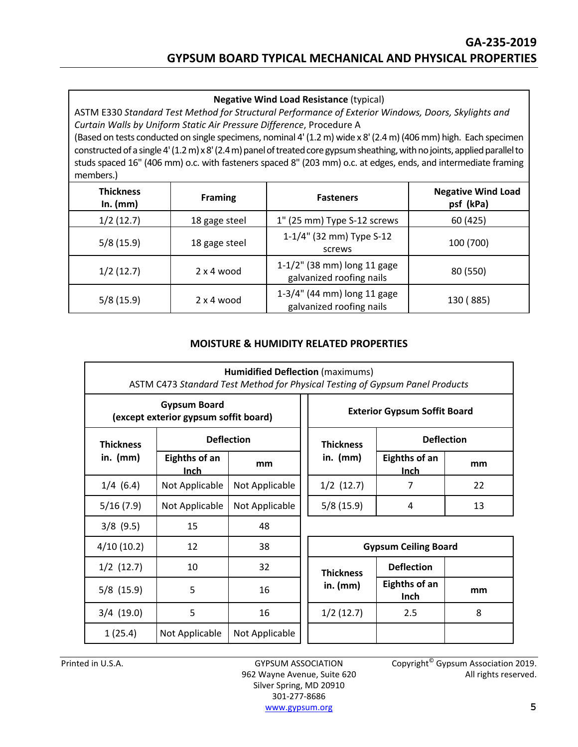**Negative Wind Load Resistance** (typical)
ASTM E330 *Standard Test Method for Structural Performance of Exterior Windows, Doors, Skylights and Curtain Walls by Uniform Static Air Pressure Difference*, Procedure A
(Based on tests conducted on single specimens, nominal 4' (1.2 m) wide x 8' (2.4 m) (406 mm) high. Each specimen constructed of a single 4' (1.2 m) x 8' (2.4 m) panel of treated core gypsum sheathing, with no joints, applied parallel to studs spaced 16" (406 mm) o.c. with fasteners spaced 8" (203 mm) o.c. at edges, ends, and intermediate framing members.)

| Thickness In. (mm) | Framing | Fasteners | Negative Wind Load psf (kPa) |
|---|---|---|---|
| 1/2 (12.7) | 18 gage steel | 1" (25 mm) Type S-12 screws | 60 (425) |
| 5/8 (15.9) | 18 gage steel | 1-1/4" (32 mm) Type S-12 screws | 100 (700) |
| 1/2 (12.7) | 2 x 4 wood | 1-1/2" (38 mm) long 11 gage galvanized roofing nails | 80 (550) |
| 5/8 (15.9) | 2 x 4 wood | 1-3/4" (44 mm) long 11 gage galvanized roofing nails | 130 ( 885) |

## MOISTURE & HUMIDITY RELATED PROPERTIES

**Humidified Deflection** (maximums)
ASTM C473 *Standard Test Method for Physical Testing of Gypsum Panel Products*

**Gypsum Board (except exterior gypsum soffit board)**

| Thickness in. (mm) | Deflection | |
|---|---|---|
| | Eighths of an Inch | mm |
| 1/4 (6.4) | Not Applicable | Not Applicable |
| 5/16 (7.9) | Not Applicable | Not Applicable |
| 3/8 (9.5) | 15 | 48 |
| 4/10 (10.2) | 12 | 38 |
| 1/2 (12.7) | 10 | 32 |
| 5/8 (15.9) | 5 | 16 |
| 3/4 (19.0) | 5 | 16 |
| 1 (25.4) | Not Applicable | Not Applicable |

**Exterior Gypsum Soffit Board**

| Thickness in. (mm) | Deflection | |
|---|---|---|
| | Eighths of an Inch | mm |
| 1/2 (12.7) | 7 | 22 |
| 5/8 (15.9) | 4 | 13 |

**Gypsum Ceiling Board**

| Thickness in. (mm) | Deflection | |
|---|---|---|
| | Eighths of an Inch | mm |
| 1/2 (12.7) | 2.5 | 8 |

Printed in U.S.A.

GYPSUM ASSOCIATION
962 Wayne Avenue, Suite 620
Silver Spring, MD 20910
301-277-8686
www.gypsum.org

Copyright© Gypsum Association 2019.
All rights reserved.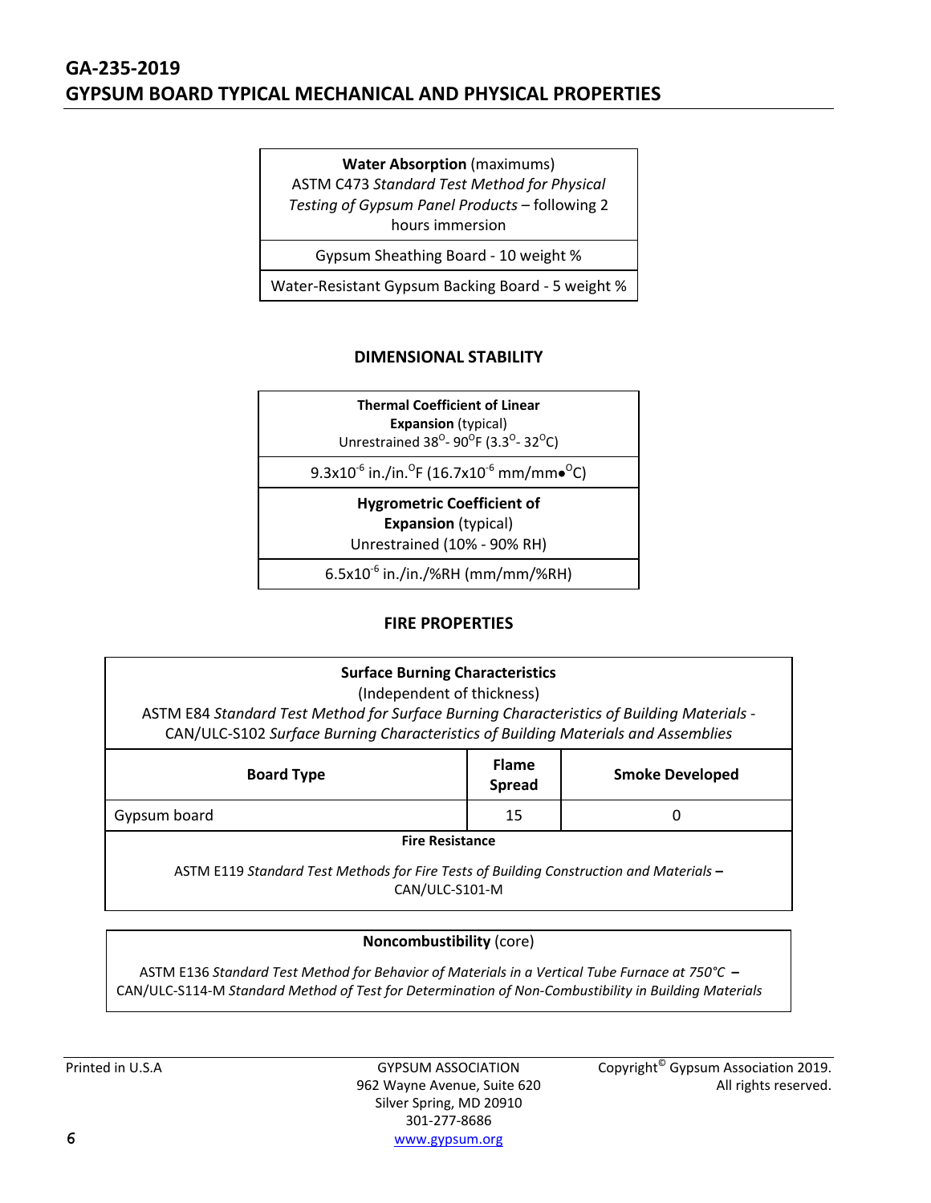| **Water Absorption** (maximums) ASTM C473 *Standard Test Method for Physical Testing of Gypsum Panel Products* – following 2 hours immersion |
|---|
| Gypsum Sheathing Board - 10 weight % |
| Water-Resistant Gypsum Backing Board - 5 weight % |

## DIMENSIONAL STABILITY

| **Thermal Coefficient of Linear Expansion** (typical) Unrestrained 38$^{O}$- 90$^{O}$F (3.3$^{O}$- 32$^{O}$C) |
|---|
| 9.3x10$^{-6}$ in./in.$^{O}$F (16.7x10$^{-6}$ mm/mm•$^{O}$C) |
| **Hygrometric Coefficient of Expansion** (typical) Unrestrained (10% - 90% RH) |
| 6.5x10$^{-6}$ in./in./%RH (mm/mm/%RH) |

## FIRE PROPERTIES

| **Surface Burning Characteristics** (Independent of thickness) ASTM E84 *Standard Test Method for Surface Burning Characteristics of Building Materials* - CAN/ULC-S102 *Surface Burning Characteristics of Building Materials and Assemblies* | | |
|---|---|---|
| **Board Type** | **Flame Spread** | **Smoke Developed** |
| Gypsum board | 15 | 0 |
| **Fire Resistance** ASTM E119 *Standard Test Methods for Fire Tests of Building Construction and Materials* – CAN/ULC-S101-M | | |

| **Noncombustibility** (core) ASTM E136 *Standard Test Method for Behavior of Materials in a Vertical Tube Furnace at 750°C* – CAN/ULC-S114-M *Standard Method of Test for Determination of Non-Combustibility in Building Materials* |
|---|

Printed in U.S.A

GYPSUM ASSOCIATION
962 Wayne Avenue, Suite 620
Silver Spring, MD 20910
301-277-8686
www.gypsum.org

Copyright© Gypsum Association 2019. All rights reserved.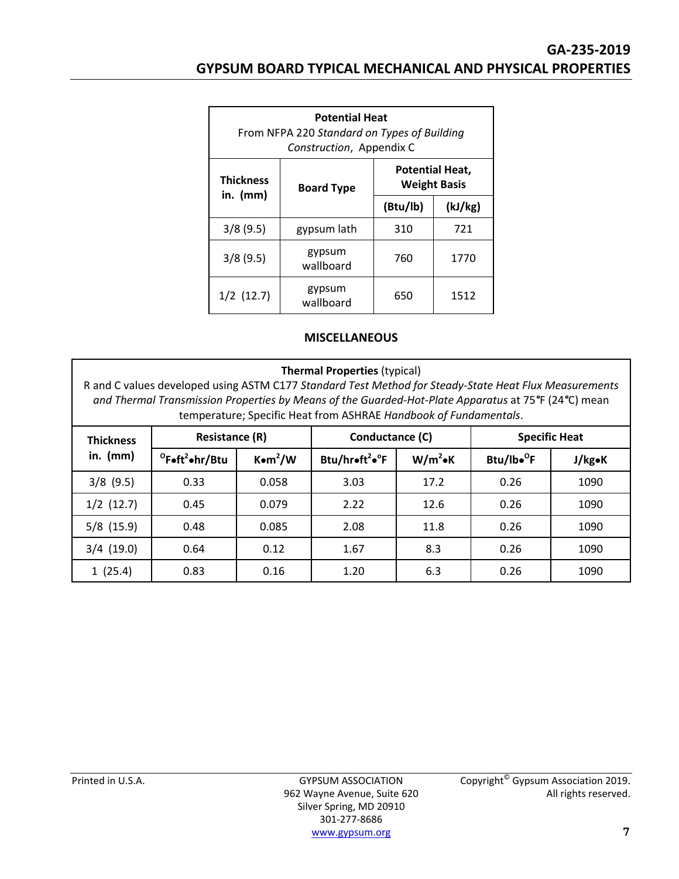| Potential Heat<br>From NFPA 220 *Standard on Types of Building Construction*, Appendix C | | | |
|---|---|---|---|
| Thickness in. (mm) | Board Type | Potential Heat, Weight Basis | |
| | | (Btu/lb) | (kJ/kg) |
| 3/8 (9.5) | gypsum lath | 310 | 721 |
| 3/8 (9.5) | gypsum wallboard | 760 | 1770 |
| 1/2 (12.7) | gypsum wallboard | 650 | 1512 |

## MISCELLANEOUS

**Thermal Properties** (typical)

R and C values developed using ASTM C177 *Standard Test Method for Steady-State Heat Flux Measurements and Thermal Transmission Properties by Means of the Guarded-Hot-Plate Apparatus* at 75°F (24°C) mean temperature; Specific Heat from ASHRAE *Handbook of Fundamentals*.

| Thickness in. (mm) | Resistance (R) | | Conductance (C) | | Specific Heat | |
|---|---|---|---|---|---|---|
| | $^{o}$F•ft$^{2}$•hr/Btu | K•m$^{2}$/W | Btu/hr•ft$^{2}$•$^{o}$F | W/m$^{2}$•K | Btu/lb•$^{O}$F | J/kg•K |
| 3/8 (9.5) | 0.33 | 0.058 | 3.03 | 17.2 | 0.26 | 1090 |
| 1/2 (12.7) | 0.45 | 0.079 | 2.22 | 12.6 | 0.26 | 1090 |
| 5/8 (15.9) | 0.48 | 0.085 | 2.08 | 11.8 | 0.26 | 1090 |
| 3/4 (19.0) | 0.64 | 0.12 | 1.67 | 8.3 | 0.26 | 1090 |
| 1 (25.4) | 0.83 | 0.16 | 1.20 | 6.3 | 0.26 | 1090 |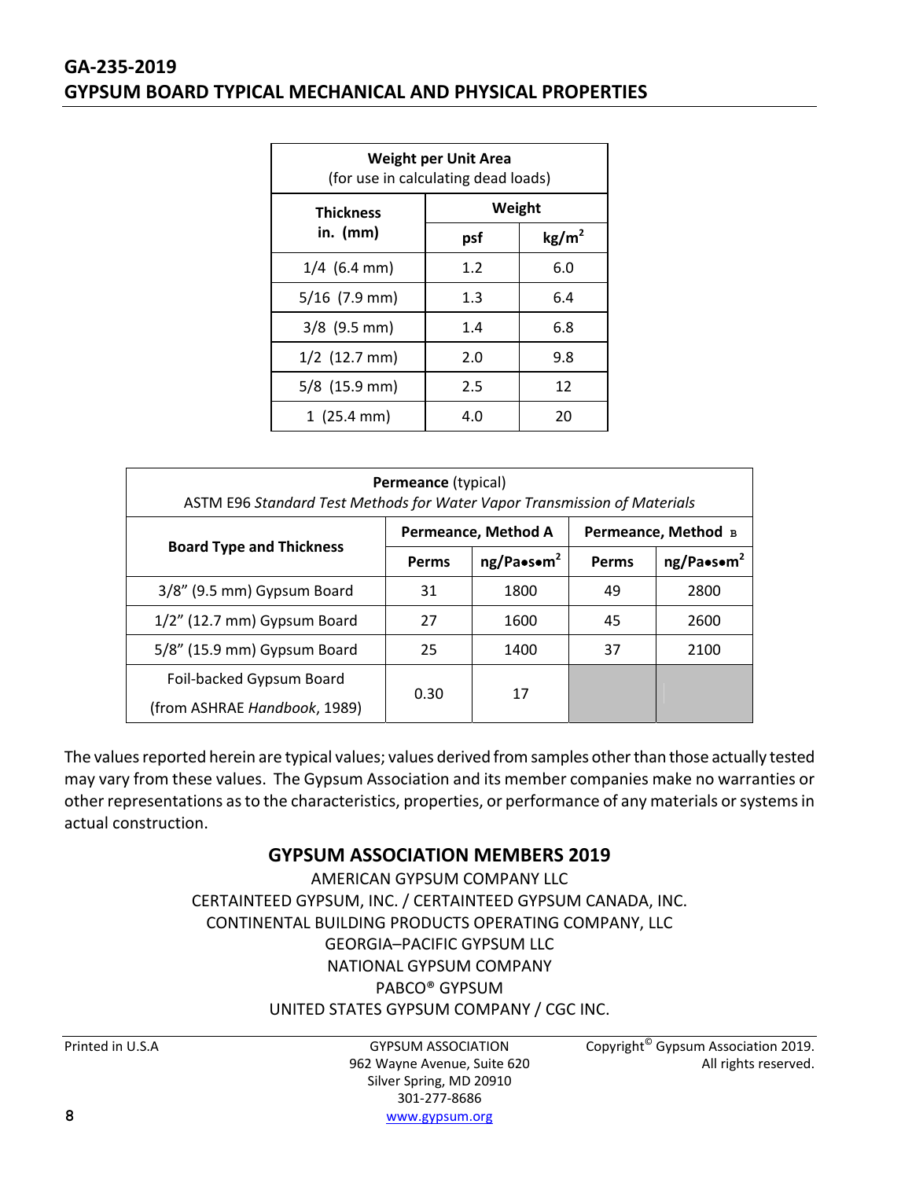## GA-235-2019
## GYPSUM BOARD TYPICAL MECHANICAL AND PHYSICAL PROPERTIES

| **Weight per Unit Area** (for use in calculating dead loads) | | |
|---|---|---|
| **Thickness in. (mm)** | **Weight** | |
| | **psf** | **kg/m$^2$** |
| 1/4 (6.4 mm) | 1.2 | 6.0 |
| 5/16 (7.9 mm) | 1.3 | 6.4 |
| 3/8 (9.5 mm) | 1.4 | 6.8 |
| 1/2 (12.7 mm) | 2.0 | 9.8 |
| 5/8 (15.9 mm) | 2.5 | 12 |
| 1 (25.4 mm) | 4.0 | 20 |

| **Permeance** (typical) ASTM E96 *Standard Test Methods for Water Vapor Transmission of Materials* | | | | |
|---|---|---|---|---|
| **Board Type and Thickness** | **Permeance, Method A** | | **Permeance, Method B** | |
| | **Perms** | **ng/Pa•s•m$^2$** | **Perms** | **ng/Pa•s•m$^2$** |
| 3/8" (9.5 mm) Gypsum Board | 31 | 1800 | 49 | 2800 |
| 1/2" (12.7 mm) Gypsum Board | 27 | 1600 | 45 | 2600 |
| 5/8" (15.9 mm) Gypsum Board | 25 | 1400 | 37 | 2100 |
| Foil-backed Gypsum Board (from ASHRAE *Handbook*, 1989) | 0.30 | 17 | | |

The values reported herein are typical values; values derived from samples other than those actually tested may vary from these values. The Gypsum Association and its member companies make no warranties or other representations as to the characteristics, properties, or performance of any materials or systems in actual construction.

### GYPSUM ASSOCIATION MEMBERS 2019

AMERICAN GYPSUM COMPANY LLC
CERTAINTEED GYPSUM, INC. / CERTAINTEED GYPSUM CANADA, INC.
CONTINENTAL BUILDING PRODUCTS OPERATING COMPANY, LLC
GEORGIA–PACIFIC GYPSUM LLC
NATIONAL GYPSUM COMPANY
PABCO® GYPSUM
UNITED STATES GYPSUM COMPANY / CGC INC.

Printed in U.S.A

GYPSUM ASSOCIATION
962 Wayne Avenue, Suite 620
Silver Spring, MD 20910
301-277-8686
www.gypsum.org

Copyright© Gypsum Association 2019.
All rights reserved.